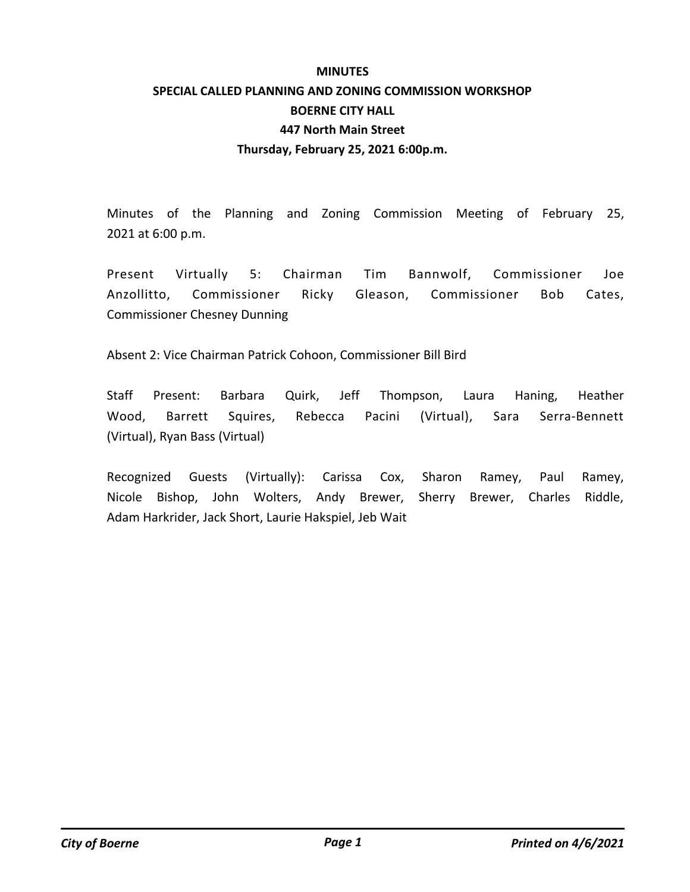# MINUTES

## SPECIAL CALLED PLANNING AND ZONING COMMISSION WORKSHOP

## BOERNE CITY HALL

## 447 North Main Street

## Thursday, February 25, 2021 6:00p.m.

Minutes of the Planning and Zoning Commission Meeting of February 25, 2021 at 6:00 p.m.

Present Virtually 5: Chairman Tim Bannwolf, Commissioner Joe Anzollitto, Commissioner Ricky Gleason, Commissioner Bob Cates, Commissioner Chesney Dunning

Absent 2: Vice Chairman Patrick Cohoon, Commissioner Bill Bird

Staff Present: Barbara Quirk, Jeff Thompson, Laura Haning, Heather Wood, Barrett Squires, Rebecca Pacini (Virtual), Sara Serra-Bennett (Virtual), Ryan Bass (Virtual)

Recognized Guests (Virtually): Carissa Cox, Sharon Ramey, Paul Ramey, Nicole Bishop, John Wolters, Andy Brewer, Sherry Brewer, Charles Riddle, Adam Harkrider, Jack Short, Laurie Hakspiel, Jeb Wait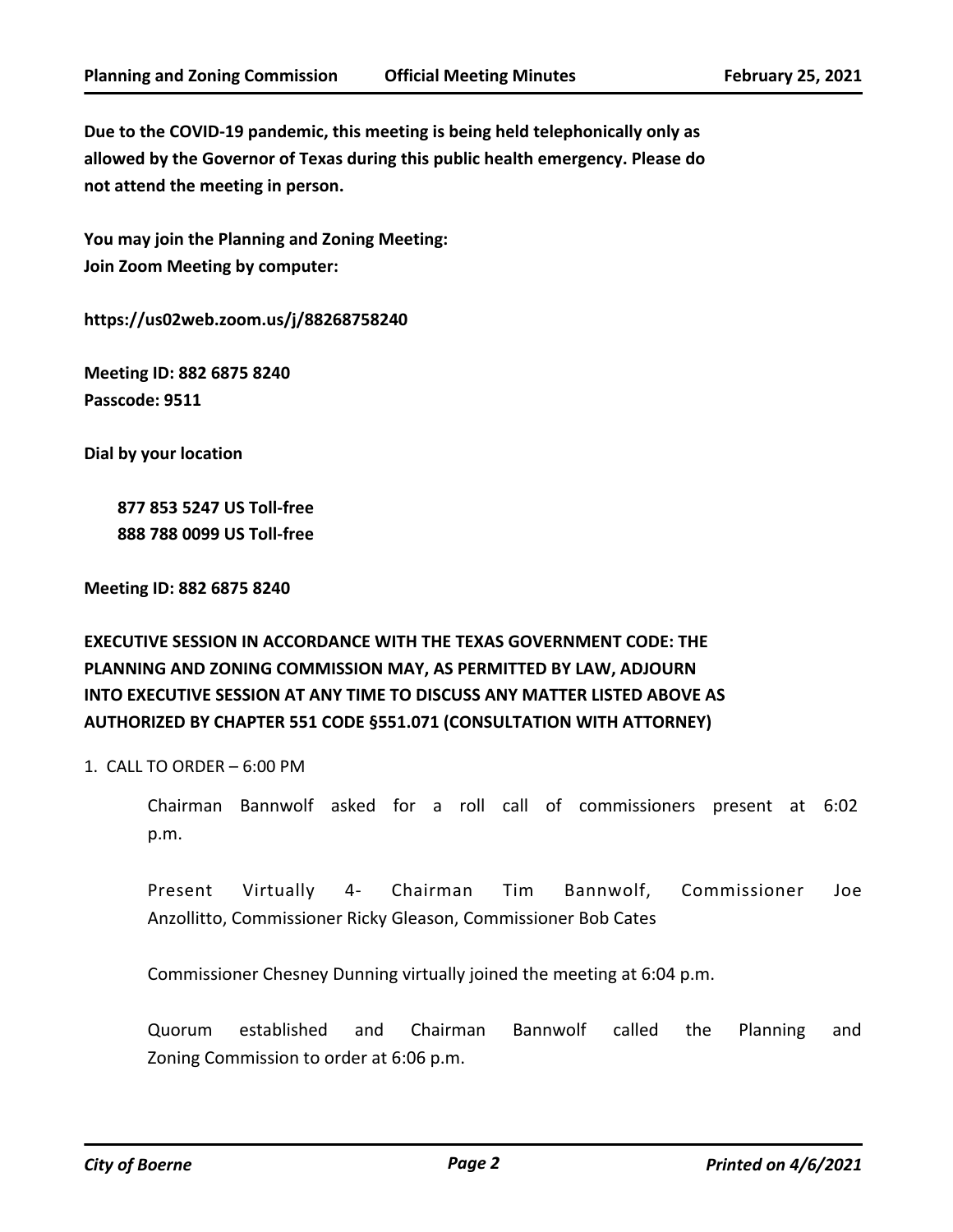**Due to the COVID-19 pandemic, this meeting is being held telephonically only as allowed by the Governor of Texas during this public health emergency. Please do not attend the meeting in person.**

**You may join the Planning and Zoning Meeting:**
**Join Zoom Meeting by computer:**

**https://us02web.zoom.us/j/88268758240**

**Meeting ID: 882 6875 8240**
**Passcode: 9511**

**Dial by your location**

**877 853 5247 US Toll-free**
**888 788 0099 US Toll-free**

**Meeting ID: 882 6875 8240**

**EXECUTIVE SESSION IN ACCORDANCE WITH THE TEXAS GOVERNMENT CODE: THE PLANNING AND ZONING COMMISSION MAY, AS PERMITTED BY LAW, ADJOURN INTO EXECUTIVE SESSION AT ANY TIME TO DISCUSS ANY MATTER LISTED ABOVE AS AUTHORIZED BY CHAPTER 551 CODE §551.071 (CONSULTATION WITH ATTORNEY)**

1. CALL TO ORDER – 6:00 PM

Chairman Bannwolf asked for a roll call of commissioners present at 6:02 p.m.

Present Virtually 4- Chairman Tim Bannwolf, Commissioner Joe Anzollitto, Commissioner Ricky Gleason, Commissioner Bob Cates

Commissioner Chesney Dunning virtually joined the meeting at 6:04 p.m.

Quorum established and Chairman Bannwolf called the Planning and Zoning Commission to order at 6:06 p.m.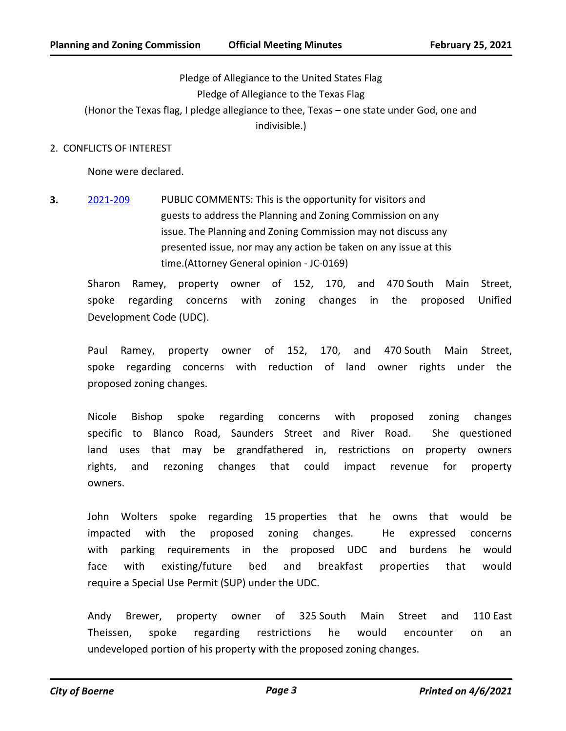Pledge of Allegiance to the United States Flag

Pledge of Allegiance to the Texas Flag

(Honor the Texas flag, I pledge allegiance to thee, Texas – one state under God, one and indivisible.)

2. CONFLICTS OF INTEREST

None were declared.

**3.** 2021-209 PUBLIC COMMENTS: This is the opportunity for visitors and guests to address the Planning and Zoning Commission on any issue. The Planning and Zoning Commission may not discuss any presented issue, nor may any action be taken on any issue at this time.(Attorney General opinion - JC-0169)

Sharon Ramey, property owner of 152, 170, and 470 South Main Street, spoke regarding concerns with zoning changes in the proposed Unified Development Code (UDC).

Paul Ramey, property owner of 152, 170, and 470 South Main Street, spoke regarding concerns with reduction of land owner rights under the proposed zoning changes.

Nicole Bishop spoke regarding concerns with proposed zoning changes specific to Blanco Road, Saunders Street and River Road. She questioned land uses that may be grandfathered in, restrictions on property owners rights, and rezoning changes that could impact revenue for property owners.

John Wolters spoke regarding 15 properties that he owns that would be impacted with the proposed zoning changes. He expressed concerns with parking requirements in the proposed UDC and burdens he would face with existing/future bed and breakfast properties that would require a Special Use Permit (SUP) under the UDC.

Andy Brewer, property owner of 325 South Main Street and 110 East Theissen, spoke regarding restrictions he would encounter on an undeveloped portion of his property with the proposed zoning changes.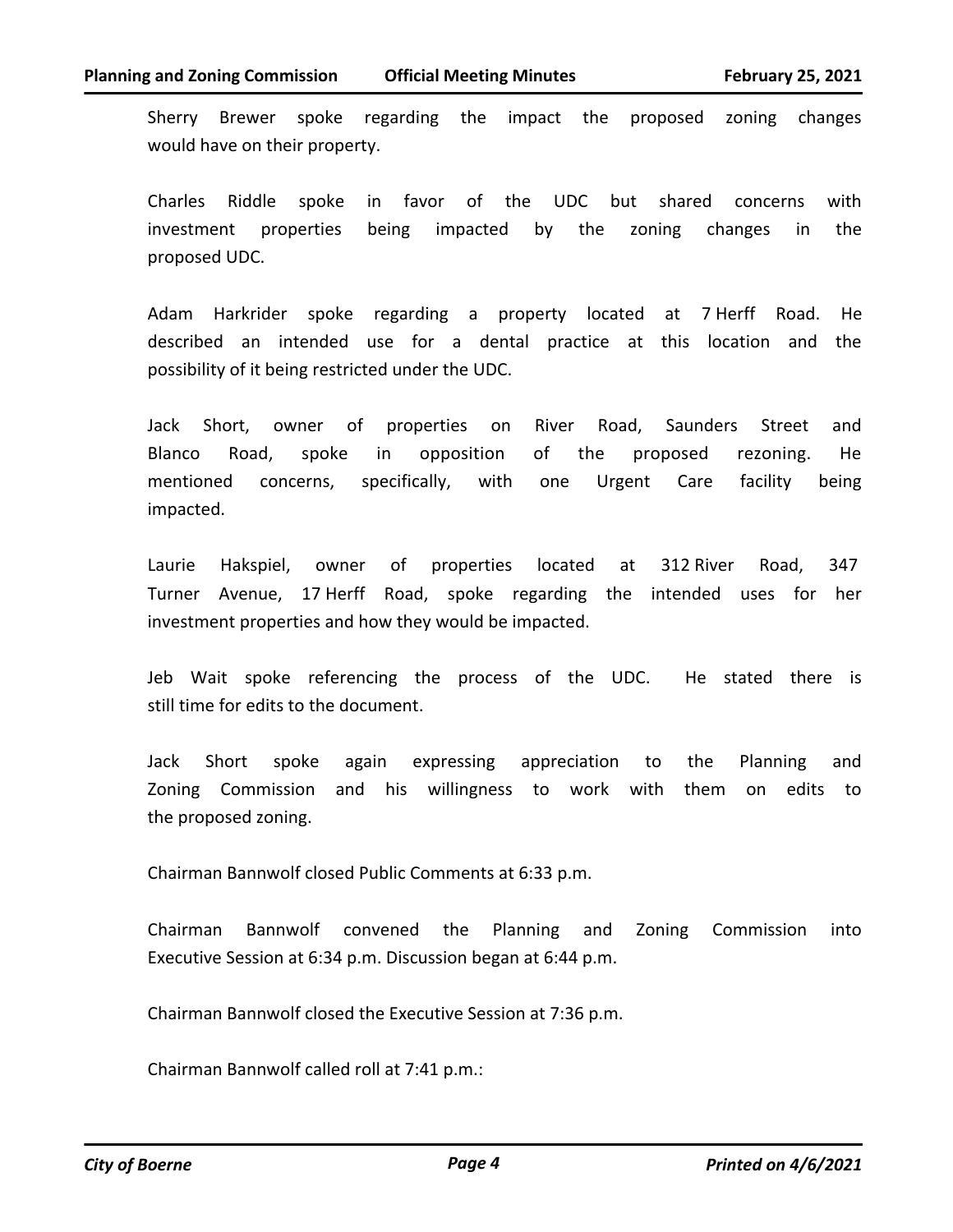Sherry Brewer spoke regarding the impact the proposed zoning changes would have on their property.

Charles Riddle spoke in favor of the UDC but shared concerns with investment properties being impacted by the zoning changes in the proposed UDC.

Adam Harkrider spoke regarding a property located at 7 Herff Road. He described an intended use for a dental practice at this location and the possibility of it being restricted under the UDC.

Jack Short, owner of properties on River Road, Saunders Street and Blanco Road, spoke in opposition of the proposed rezoning. He mentioned concerns, specifically, with one Urgent Care facility being impacted.

Laurie Hakspiel, owner of properties located at 312 River Road, 347 Turner Avenue, 17 Herff Road, spoke regarding the intended uses for her investment properties and how they would be impacted.

Jeb Wait spoke referencing the process of the UDC. He stated there is still time for edits to the document.

Jack Short spoke again expressing appreciation to the Planning and Zoning Commission and his willingness to work with them on edits to the proposed zoning.

Chairman Bannwolf closed Public Comments at 6:33 p.m.

Chairman Bannwolf convened the Planning and Zoning Commission into Executive Session at 6:34 p.m. Discussion began at 6:44 p.m.

Chairman Bannwolf closed the Executive Session at 7:36 p.m.

Chairman Bannwolf called roll at 7:41 p.m.: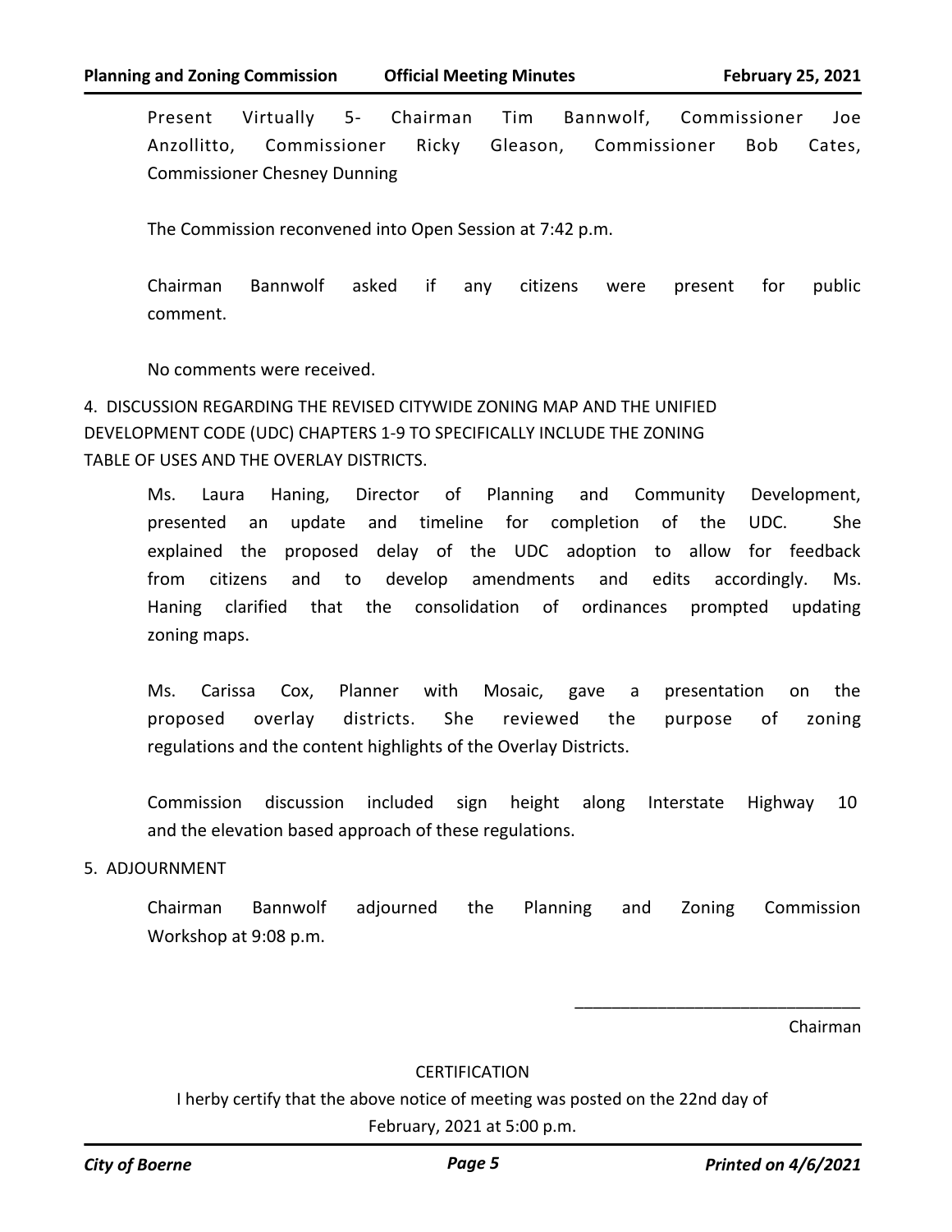Present Virtually 5- Chairman Tim Bannwolf, Commissioner Joe Anzollitto, Commissioner Ricky Gleason, Commissioner Bob Cates, Commissioner Chesney Dunning

The Commission reconvened into Open Session at 7:42 p.m.

Chairman Bannwolf asked if any citizens were present for public comment.

No comments were received.

4. DISCUSSION REGARDING THE REVISED CITYWIDE ZONING MAP AND THE UNIFIED DEVELOPMENT CODE (UDC) CHAPTERS 1-9 TO SPECIFICALLY INCLUDE THE ZONING TABLE OF USES AND THE OVERLAY DISTRICTS.

Ms. Laura Haning, Director of Planning and Community Development, presented an update and timeline for completion of the UDC. She explained the proposed delay of the UDC adoption to allow for feedback from citizens and to develop amendments and edits accordingly. Ms. Haning clarified that the consolidation of ordinances prompted updating zoning maps.

Ms. Carissa Cox, Planner with Mosaic, gave a presentation on the proposed overlay districts. She reviewed the purpose of zoning regulations and the content highlights of the Overlay Districts.

Commission discussion included sign height along Interstate Highway 10 and the elevation based approach of these regulations.

5. ADJOURNMENT

Chairman Bannwolf adjourned the Planning and Zoning Commission Workshop at 9:08 p.m.

\_\_\_\_\_\_\_\_\_\_\_\_\_\_\_\_\_\_\_\_\_\_\_\_\_\_\_\_\_\_\_\_

Chairman

CERTIFICATION

I herby certify that the above notice of meeting was posted on the 22nd day of February, 2021 at 5:00 p.m.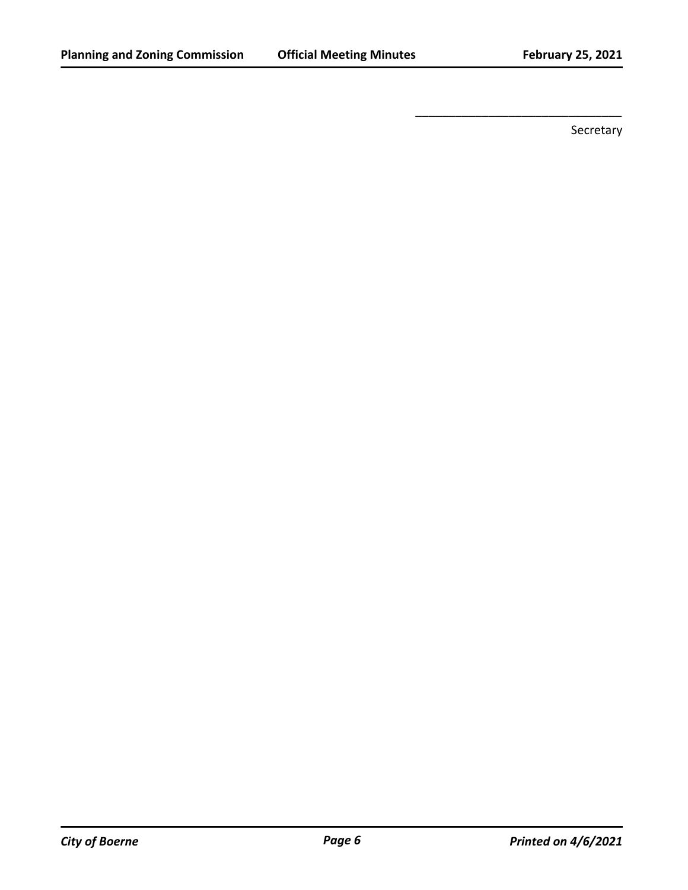\_\_\_\_\_\_\_\_\_\_\_\_\_\_\_\_\_\_\_\_\_\_\_\_\_\_\_\_\_\_\_\_

Secretary